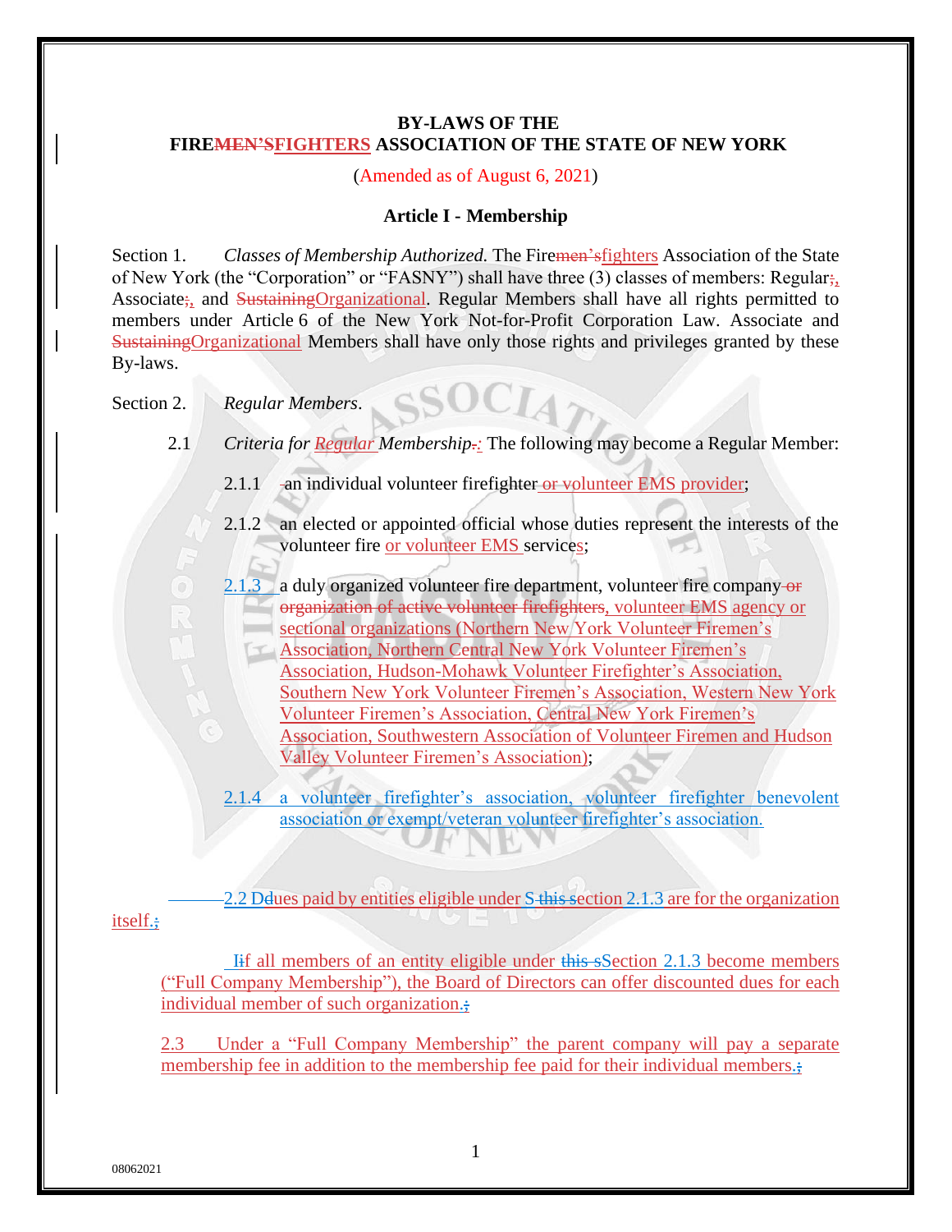**BY-LAWS OF THE**
**FIREFIGHTERS ASSOCIATION OF THE STATE OF NEW YORK**

(Amended as of August 6, 2021)

**Article I - Membership**

Section 1. *Classes of Membership Authorized.* The Firefighters Association of the State of New York (the "Corporation" or "FASNY") shall have three (3) classes of members: Regular, Associate, and Organizational. Regular Members shall have all rights permitted to members under Article 6 of the New York Not-for-Profit Corporation Law. Associate and Organizational Members shall have only those rights and privileges granted by these By-laws.

Section 2. *Regular Members.*

2.1 *Criteria for Regular Membership:* The following may become a Regular Member:

2.1.1 an individual volunteer firefighter or volunteer EMS provider;

2.1.2 an elected or appointed official whose duties represent the interests of the volunteer fire or volunteer EMS services;

2.1.3 a duly organized volunteer fire department, volunteer fire company, volunteer EMS agency or sectional organizations (Northern New York Volunteer Firemen's Association, Northern Central New York Volunteer Firemen's Association, Hudson-Mohawk Volunteer Firefighter's Association, Southern New York Volunteer Firemen's Association, Western New York Volunteer Firemen's Association, Central New York Firemen's Association, Southwestern Association of Volunteer Firemen and Hudson Valley Volunteer Firemen's Association);

2.1.4 a volunteer firefighter's association, volunteer firefighter benevolent association or exempt/veteran volunteer firefighter's association.

2.2 Dues paid by entities eligible under Section 2.1.3 are for the organization itself.

If all members of an entity eligible under Section 2.1.3 become members ("Full Company Membership"), the Board of Directors can offer discounted dues for each individual member of such organization.

2.3 Under a "Full Company Membership" the parent company will pay a separate membership fee in addition to the membership fee paid for their individual members.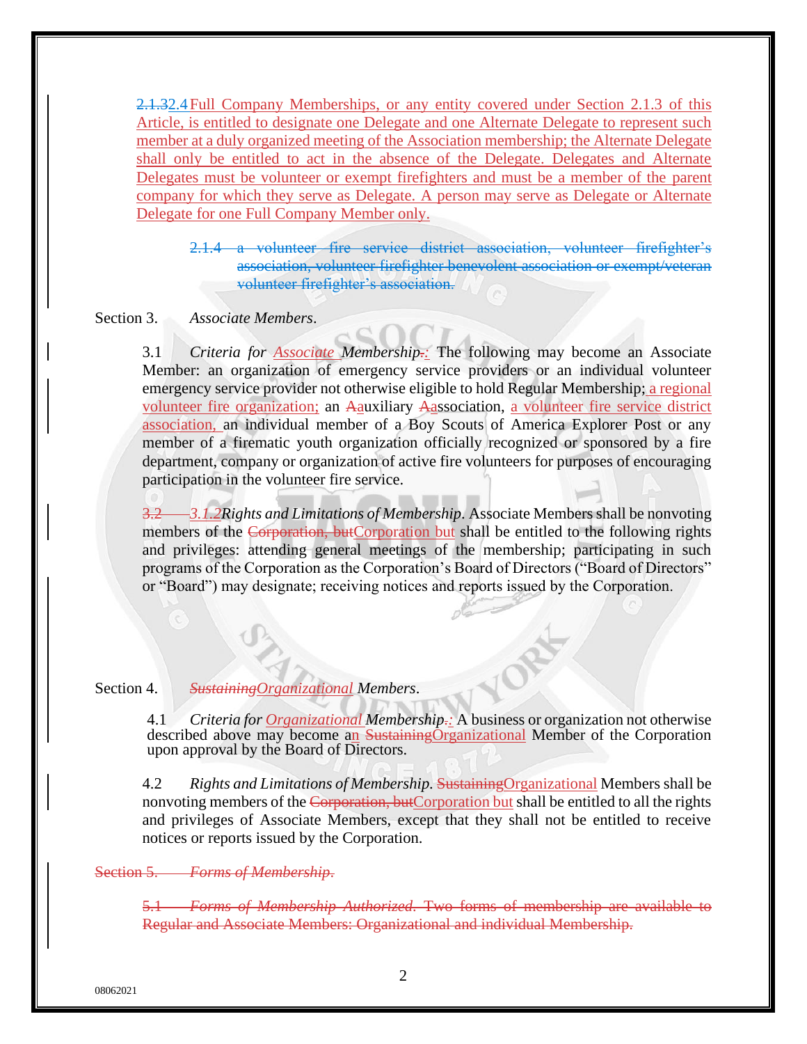~~2.1.3~~2.4 Full Company Memberships, or any entity covered under Section 2.1.3 of this Article, is entitled to designate one Delegate and one Alternate Delegate to represent such member at a duly organized meeting of the Association membership; the Alternate Delegate shall only be entitled to act in the absence of the Delegate. Delegates and Alternate Delegates must be volunteer or exempt firefighters and must be a member of the parent company for which they serve as Delegate. A person may serve as Delegate or Alternate Delegate for one Full Company Member only.

> ~~2.1.4 a volunteer fire service district association, volunteer firefighter's association, volunteer firefighter benevolent association or exempt/veteran volunteer firefighter's association.~~

Section 3. *Associate Members*.

3.1 *Criteria for Associate Membership*~~.~~: The following may become an Associate Member: an organization of emergency service providers or an individual volunteer emergency service provider not otherwise eligible to hold Regular Membership; a regional volunteer fire organization; an ~~A~~auxiliary ~~A~~association, a volunteer fire service district association, an individual member of a Boy Scouts of America Explorer Post or any member of a firematic youth organization officially recognized or sponsored by a fire department, company or organization of active fire volunteers for purposes of encouraging participation in the volunteer fire service.

~~3.2~~ *3.1.2 Rights and Limitations of Membership*. Associate Members shall be nonvoting members of the ~~Corporation, but~~Corporation but shall be entitled to the following rights and privileges: attending general meetings of the membership; participating in such programs of the Corporation as the Corporation's Board of Directors ("Board of Directors" or "Board") may designate; receiving notices and reports issued by the Corporation.

Section 4. *~~Sustaining~~Organizational Members*.

4.1 *Criteria for Organizational Membership*~~.~~: A business or organization not otherwise described above may become an ~~Sustaining~~Organizational Member of the Corporation upon approval by the Board of Directors.

4.2 *Rights and Limitations of Membership*. ~~Sustaining~~Organizational Members shall be nonvoting members of the ~~Corporation, but~~Corporation but shall be entitled to all the rights and privileges of Associate Members, except that they shall not be entitled to receive notices or reports issued by the Corporation.

~~Section 5. *Forms of Membership*.~~

~~5.1 *Forms of Membership Authorized*. Two forms of membership are available to Regular and Associate Members: Organizational and individual Membership.~~

08062021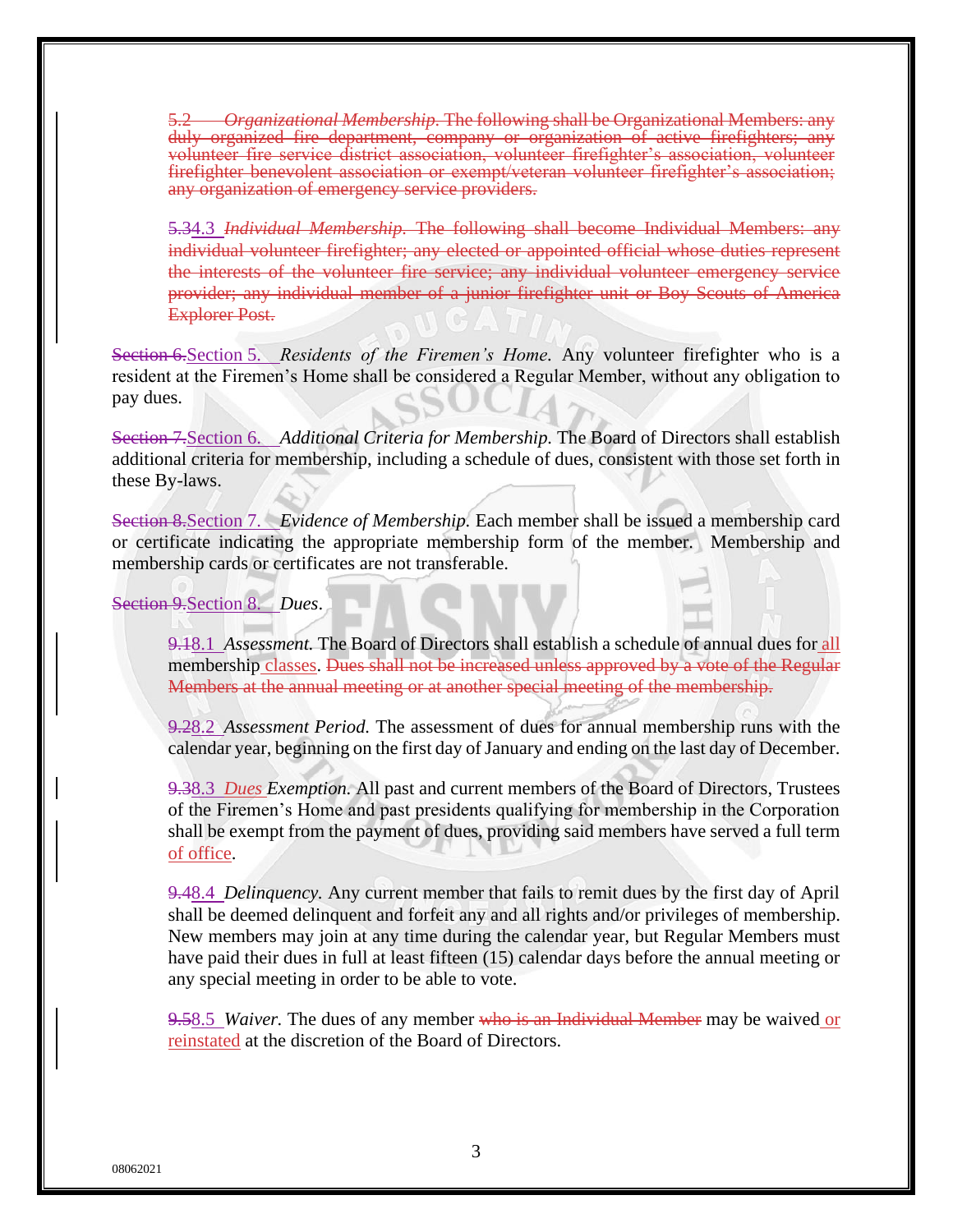~~5.2 *Organizational Membership.* The following shall be Organizational Members: any duly organized fire department, company or organization of active firefighters; any volunteer fire service district association, volunteer firefighter's association, volunteer firefighter benevolent association or exempt/veteran volunteer firefighter's association; any organization of emergency service providers.~~

~~5.3~~4.3 *Individual Membership.* ~~The following shall become Individual Members: any individual volunteer firefighter; any elected or appointed official whose duties represent the interests of the volunteer fire service; any individual volunteer emergency service provider; any individual member of a junior firefighter unit or Boy Scouts of America Explorer Post.~~

~~Section 6.~~Section 5. *Residents of the Firemen's Home.* Any volunteer firefighter who is a resident at the Firemen's Home shall be considered a Regular Member, without any obligation to pay dues.

~~Section 7.~~Section 6. *Additional Criteria for Membership.* The Board of Directors shall establish additional criteria for membership, including a schedule of dues, consistent with those set forth in these By-laws.

~~Section 8.~~Section 7. *Evidence of Membership.* Each member shall be issued a membership card or certificate indicating the appropriate membership form of the member. Membership and membership cards or certificates are not transferable.

~~Section 9.~~Section 8. *Dues*.

~~9.1~~8.1 *Assessment.* The Board of Directors shall establish a schedule of annual dues for all membership classes. ~~Dues shall not be increased unless approved by a vote of the Regular Members at the annual meeting or at another special meeting of the membership.~~

~~9.2~~8.2 *Assessment Period.* The assessment of dues for annual membership runs with the calendar year, beginning on the first day of January and ending on the last day of December.

~~9.3~~8.3 *Dues Exemption.* All past and current members of the Board of Directors, Trustees of the Firemen's Home and past presidents qualifying for membership in the Corporation shall be exempt from the payment of dues, providing said members have served a full term of office.

~~9.4~~8.4 *Delinquency.* Any current member that fails to remit dues by the first day of April shall be deemed delinquent and forfeit any and all rights and/or privileges of membership. New members may join at any time during the calendar year, but Regular Members must have paid their dues in full at least fifteen (15) calendar days before the annual meeting or any special meeting in order to be able to vote.

~~9.5~~8.5 *Waiver.* The dues of any member ~~who is an Individual Member~~ may be waived or reinstated at the discretion of the Board of Directors.

08062021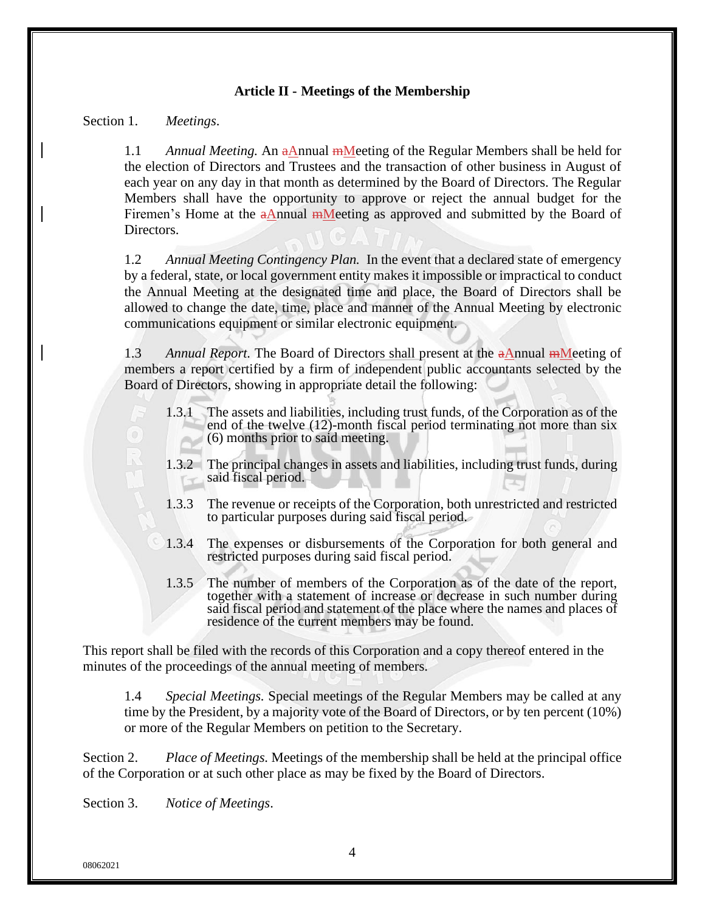## Article II - Meetings of the Membership

Section 1. *Meetings.*

1.1 *Annual Meeting.* An aAnnual mMeeting of the Regular Members shall be held for the election of Directors and Trustees and the transaction of other business in August of each year on any day in that month as determined by the Board of Directors. The Regular Members shall have the opportunity to approve or reject the annual budget for the Firemen's Home at the aAnnual mMeeting as approved and submitted by the Board of Directors.

1.2 *Annual Meeting Contingency Plan.* In the event that a declared state of emergency by a federal, state, or local government entity makes it impossible or impractical to conduct the Annual Meeting at the designated time and place, the Board of Directors shall be allowed to change the date, time, place and manner of the Annual Meeting by electronic communications equipment or similar electronic equipment.

1.3 *Annual Report.* The Board of Directors shall present at the aAnnual mMeeting of members a report certified by a firm of independent public accountants selected by the Board of Directors, showing in appropriate detail the following:

1.3.1 The assets and liabilities, including trust funds, of the Corporation as of the end of the twelve (12)-month fiscal period terminating not more than six (6) months prior to said meeting.

1.3.2 The principal changes in assets and liabilities, including trust funds, during said fiscal period.

1.3.3 The revenue or receipts of the Corporation, both unrestricted and restricted to particular purposes during said fiscal period.

1.3.4 The expenses or disbursements of the Corporation for both general and restricted purposes during said fiscal period.

1.3.5 The number of members of the Corporation as of the date of the report, together with a statement of increase or decrease in such number during said fiscal period and statement of the place where the names and places of residence of the current members may be found.

This report shall be filed with the records of this Corporation and a copy thereof entered in the minutes of the proceedings of the annual meeting of members.

1.4 *Special Meetings.* Special meetings of the Regular Members may be called at any time by the President, by a majority vote of the Board of Directors, or by ten percent (10%) or more of the Regular Members on petition to the Secretary.

Section 2. *Place of Meetings.* Meetings of the membership shall be held at the principal office of the Corporation or at such other place as may be fixed by the Board of Directors.

Section 3. *Notice of Meetings.*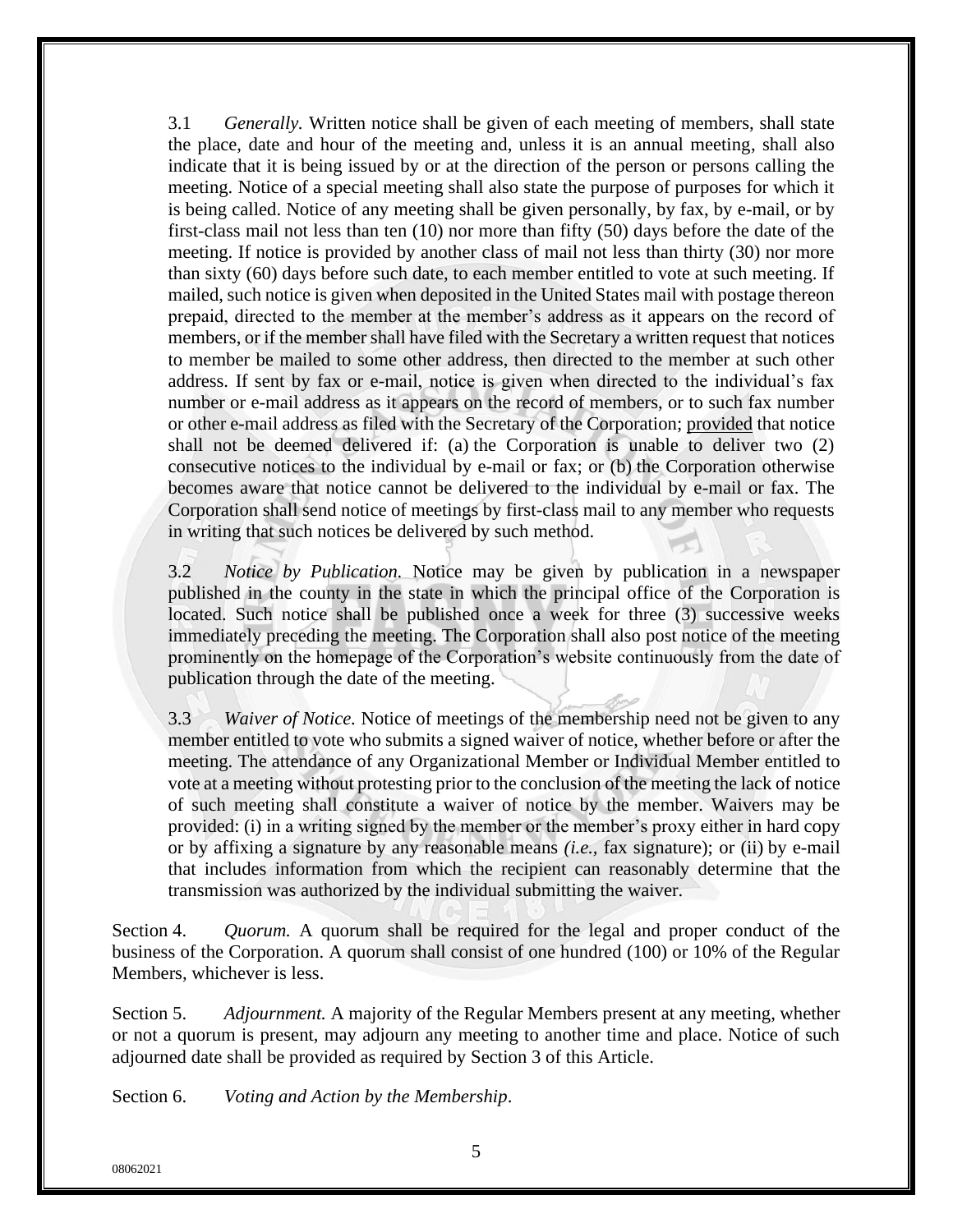3.1 *Generally.* Written notice shall be given of each meeting of members, shall state the place, date and hour of the meeting and, unless it is an annual meeting, shall also indicate that it is being issued by or at the direction of the person or persons calling the meeting. Notice of a special meeting shall also state the purpose of purposes for which it is being called. Notice of any meeting shall be given personally, by fax, by e-mail, or by first-class mail not less than ten (10) nor more than fifty (50) days before the date of the meeting. If notice is provided by another class of mail not less than thirty (30) nor more than sixty (60) days before such date, to each member entitled to vote at such meeting. If mailed, such notice is given when deposited in the United States mail with postage thereon prepaid, directed to the member at the member's address as it appears on the record of members, or if the member shall have filed with the Secretary a written request that notices to member be mailed to some other address, then directed to the member at such other address. If sent by fax or e-mail, notice is given when directed to the individual's fax number or e-mail address as it appears on the record of members, or to such fax number or other e-mail address as filed with the Secretary of the Corporation; provided that notice shall not be deemed delivered if: (a) the Corporation is unable to deliver two (2) consecutive notices to the individual by e-mail or fax; or (b) the Corporation otherwise becomes aware that notice cannot be delivered to the individual by e-mail or fax. The Corporation shall send notice of meetings by first-class mail to any member who requests in writing that such notices be delivered by such method.

3.2 *Notice by Publication.* Notice may be given by publication in a newspaper published in the county in the state in which the principal office of the Corporation is located. Such notice shall be published once a week for three (3) successive weeks immediately preceding the meeting. The Corporation shall also post notice of the meeting prominently on the homepage of the Corporation's website continuously from the date of publication through the date of the meeting.

3.3 *Waiver of Notice.* Notice of meetings of the membership need not be given to any member entitled to vote who submits a signed waiver of notice, whether before or after the meeting. The attendance of any Organizational Member or Individual Member entitled to vote at a meeting without protesting prior to the conclusion of the meeting the lack of notice of such meeting shall constitute a waiver of notice by the member. Waivers may be provided: (i) in a writing signed by the member or the member's proxy either in hard copy or by affixing a signature by any reasonable means *(i.e.,* fax signature); or (ii) by e-mail that includes information from which the recipient can reasonably determine that the transmission was authorized by the individual submitting the waiver.

Section 4. *Quorum.* A quorum shall be required for the legal and proper conduct of the business of the Corporation. A quorum shall consist of one hundred (100) or 10% of the Regular Members, whichever is less.

Section 5. *Adjournment.* A majority of the Regular Members present at any meeting, whether or not a quorum is present, may adjourn any meeting to another time and place. Notice of such adjourned date shall be provided as required by Section 3 of this Article.

Section 6. *Voting and Action by the Membership.*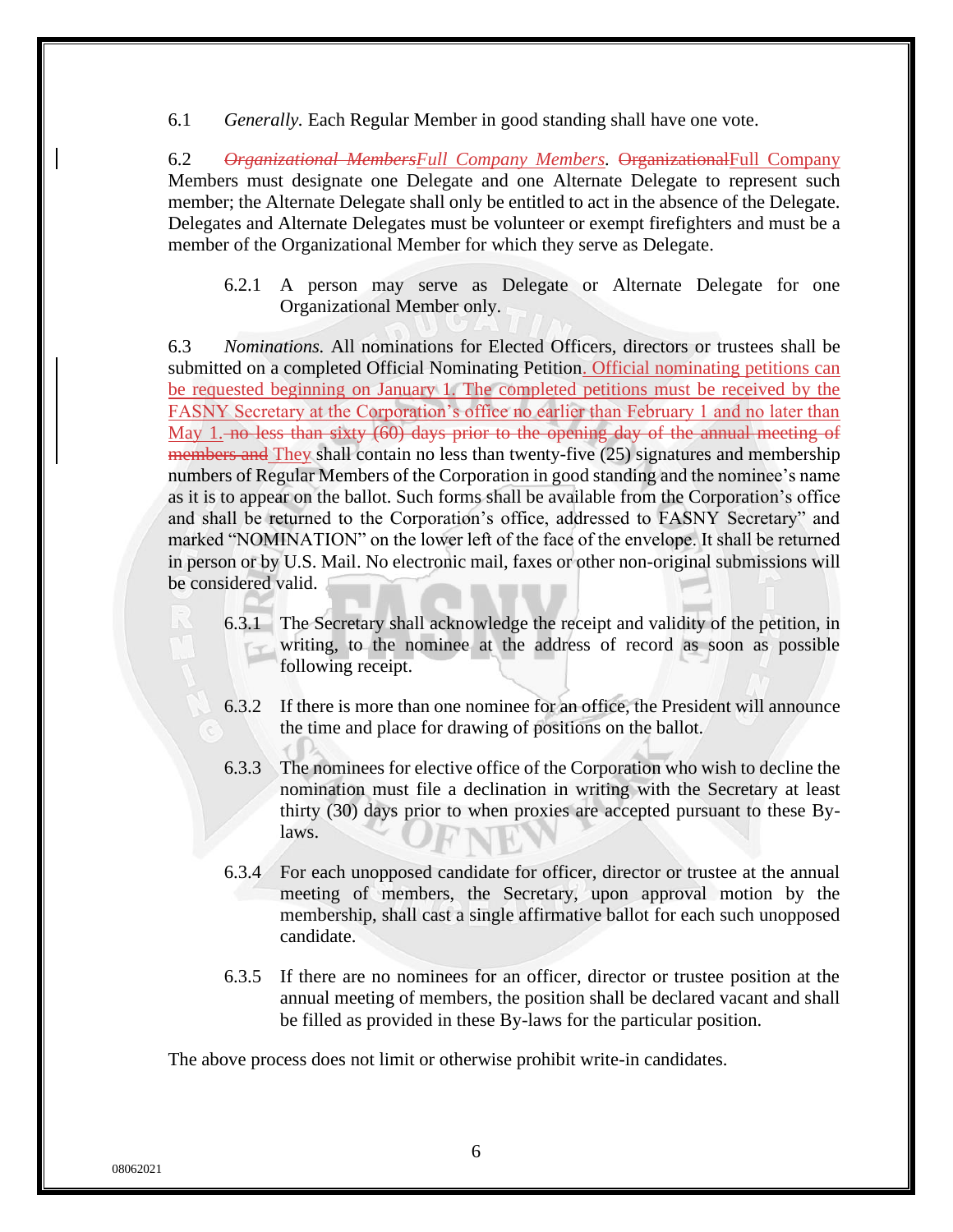6.1 *Generally.* Each Regular Member in good standing shall have one vote.

6.2 ~~*Organizational Members*~~*Full Company Members*. ~~Organizational~~Full Company Members must designate one Delegate and one Alternate Delegate to represent such member; the Alternate Delegate shall only be entitled to act in the absence of the Delegate. Delegates and Alternate Delegates must be volunteer or exempt firefighters and must be a member of the Organizational Member for which they serve as Delegate.

> 6.2.1 A person may serve as Delegate or Alternate Delegate for one Organizational Member only.

6.3 *Nominations.* All nominations for Elected Officers, directors or trustees shall be submitted on a completed Official Nominating Petition. Official nominating petitions can be requested beginning on January 1. The completed petitions must be received by the FASNY Secretary at the Corporation's office no earlier than February 1 and no later than May 1. ~~no less than sixty (60) days prior to the opening day of the annual meeting of members and~~ They shall contain no less than twenty-five (25) signatures and membership numbers of Regular Members of the Corporation in good standing and the nominee's name as it is to appear on the ballot. Such forms shall be available from the Corporation's office and shall be returned to the Corporation's office, addressed to FASNY Secretary" and marked "NOMINATION" on the lower left of the face of the envelope. It shall be returned in person or by U.S. Mail. No electronic mail, faxes or other non-original submissions will be considered valid.

> 6.3.1 The Secretary shall acknowledge the receipt and validity of the petition, in writing, to the nominee at the address of record as soon as possible following receipt.
>
> 6.3.2 If there is more than one nominee for an office, the President will announce the time and place for drawing of positions on the ballot.
>
> 6.3.3 The nominees for elective office of the Corporation who wish to decline the nomination must file a declination in writing with the Secretary at least thirty (30) days prior to when proxies are accepted pursuant to these By-laws.
>
> 6.3.4 For each unopposed candidate for officer, director or trustee at the annual meeting of members, the Secretary, upon approval motion by the membership, shall cast a single affirmative ballot for each such unopposed candidate.
>
> 6.3.5 If there are no nominees for an officer, director or trustee position at the annual meeting of members, the position shall be declared vacant and shall be filled as provided in these By-laws for the particular position.

The above process does not limit or otherwise prohibit write-in candidates.

08062021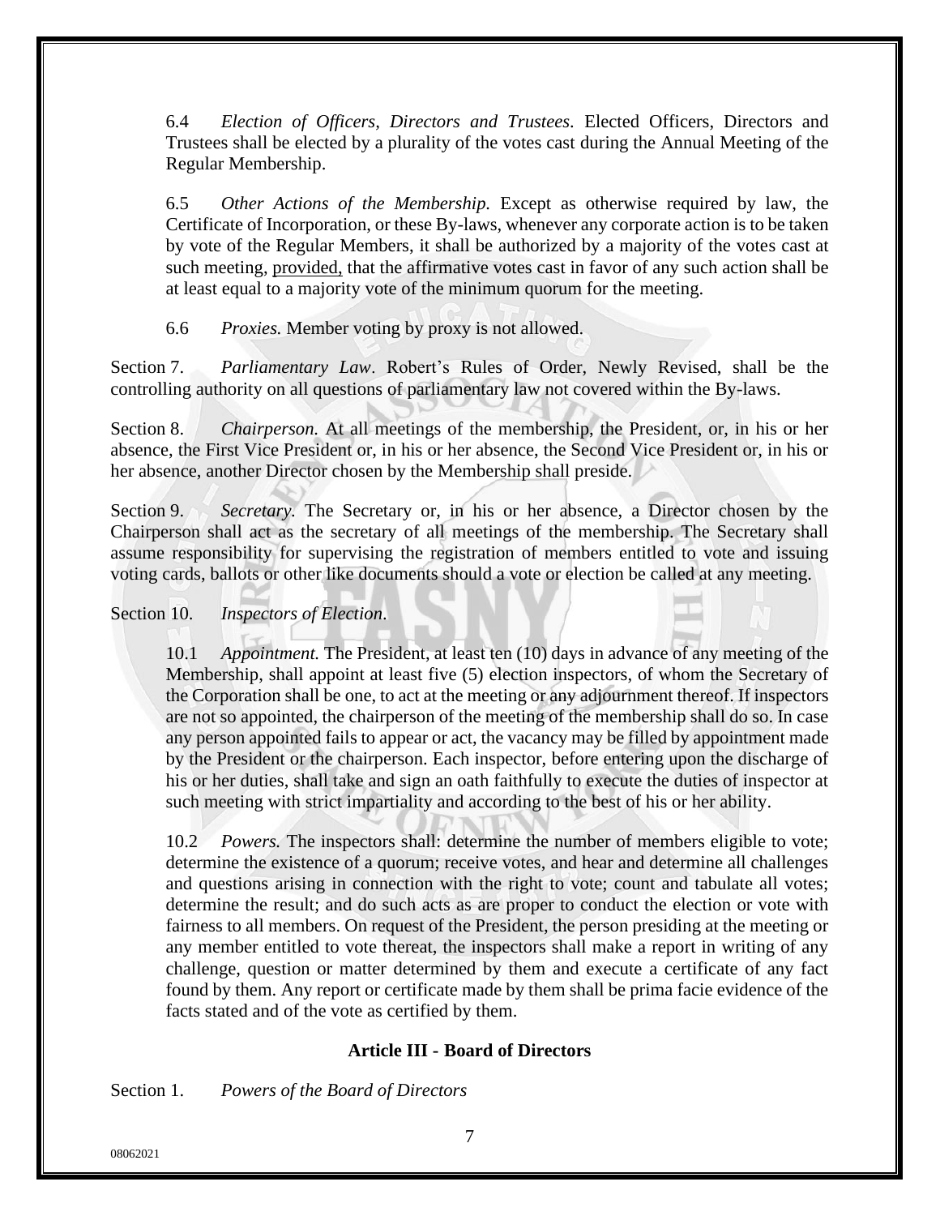6.4 *Election of Officers, Directors and Trustees*. Elected Officers, Directors and Trustees shall be elected by a plurality of the votes cast during the Annual Meeting of the Regular Membership.

6.5 *Other Actions of the Membership.* Except as otherwise required by law, the Certificate of Incorporation, or these By-laws, whenever any corporate action is to be taken by vote of the Regular Members, it shall be authorized by a majority of the votes cast at such meeting, provided, that the affirmative votes cast in favor of any such action shall be at least equal to a majority vote of the minimum quorum for the meeting.

6.6 *Proxies.* Member voting by proxy is not allowed.

Section 7. *Parliamentary Law*. Robert's Rules of Order, Newly Revised, shall be the controlling authority on all questions of parliamentary law not covered within the By-laws.

Section 8. *Chairperson.* At all meetings of the membership, the President, or, in his or her absence, the First Vice President or, in his or her absence, the Second Vice President or, in his or her absence, another Director chosen by the Membership shall preside.

Section 9. *Secretary.* The Secretary or, in his or her absence, a Director chosen by the Chairperson shall act as the secretary of all meetings of the membership. The Secretary shall assume responsibility for supervising the registration of members entitled to vote and issuing voting cards, ballots or other like documents should a vote or election be called at any meeting.

Section 10. *Inspectors of Election*.

10.1 *Appointment.* The President, at least ten (10) days in advance of any meeting of the Membership, shall appoint at least five (5) election inspectors, of whom the Secretary of the Corporation shall be one, to act at the meeting or any adjournment thereof. If inspectors are not so appointed, the chairperson of the meeting of the membership shall do so. In case any person appointed fails to appear or act, the vacancy may be filled by appointment made by the President or the chairperson. Each inspector, before entering upon the discharge of his or her duties, shall take and sign an oath faithfully to execute the duties of inspector at such meeting with strict impartiality and according to the best of his or her ability.

10.2 *Powers.* The inspectors shall: determine the number of members eligible to vote; determine the existence of a quorum; receive votes, and hear and determine all challenges and questions arising in connection with the right to vote; count and tabulate all votes; determine the result; and do such acts as are proper to conduct the election or vote with fairness to all members. On request of the President, the person presiding at the meeting or any member entitled to vote thereat, the inspectors shall make a report in writing of any challenge, question or matter determined by them and execute a certificate of any fact found by them. Any report or certificate made by them shall be prima facie evidence of the facts stated and of the vote as certified by them.

## Article III - Board of Directors

Section 1. *Powers of the Board of Directors*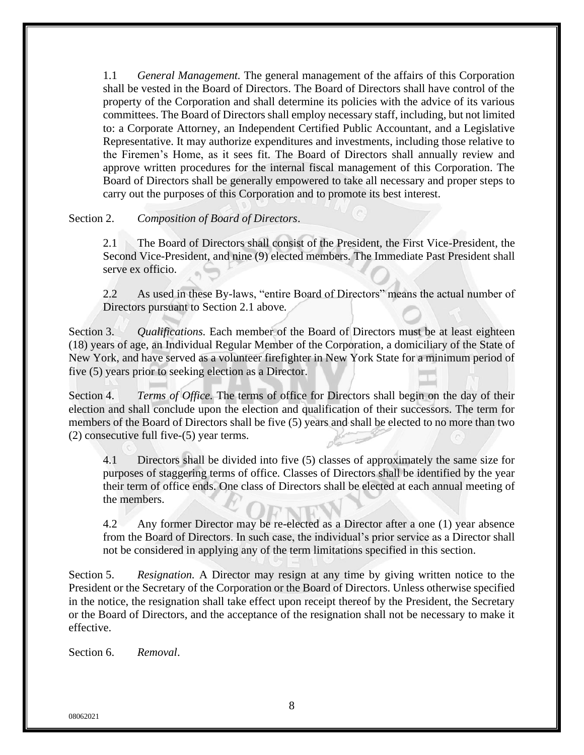1.1 *General Management.* The general management of the affairs of this Corporation shall be vested in the Board of Directors. The Board of Directors shall have control of the property of the Corporation and shall determine its policies with the advice of its various committees. The Board of Directors shall employ necessary staff, including, but not limited to: a Corporate Attorney, an Independent Certified Public Accountant, and a Legislative Representative. It may authorize expenditures and investments, including those relative to the Firemen's Home, as it sees fit. The Board of Directors shall annually review and approve written procedures for the internal fiscal management of this Corporation. The Board of Directors shall be generally empowered to take all necessary and proper steps to carry out the purposes of this Corporation and to promote its best interest.

Section 2. *Composition of Board of Directors*.

2.1 The Board of Directors shall consist of the President, the First Vice-President, the Second Vice-President, and nine (9) elected members. The Immediate Past President shall serve ex officio.

2.2 As used in these By-laws, "entire Board of Directors" means the actual number of Directors pursuant to Section 2.1 above.

Section 3. *Qualifications.* Each member of the Board of Directors must be at least eighteen (18) years of age, an Individual Regular Member of the Corporation, a domiciliary of the State of New York, and have served as a volunteer firefighter in New York State for a minimum period of five (5) years prior to seeking election as a Director.

Section 4. *Terms of Office.* The terms of office for Directors shall begin on the day of their election and shall conclude upon the election and qualification of their successors. The term for members of the Board of Directors shall be five (5) years and shall be elected to no more than two (2) consecutive full five-(5) year terms.

4.1 Directors shall be divided into five (5) classes of approximately the same size for purposes of staggering terms of office. Classes of Directors shall be identified by the year their term of office ends. One class of Directors shall be elected at each annual meeting of the members.

4.2 Any former Director may be re-elected as a Director after a one (1) year absence from the Board of Directors. In such case, the individual's prior service as a Director shall not be considered in applying any of the term limitations specified in this section.

Section 5. *Resignation.* A Director may resign at any time by giving written notice to the President or the Secretary of the Corporation or the Board of Directors. Unless otherwise specified in the notice, the resignation shall take effect upon receipt thereof by the President, the Secretary or the Board of Directors, and the acceptance of the resignation shall not be necessary to make it effective.

Section 6. *Removal*.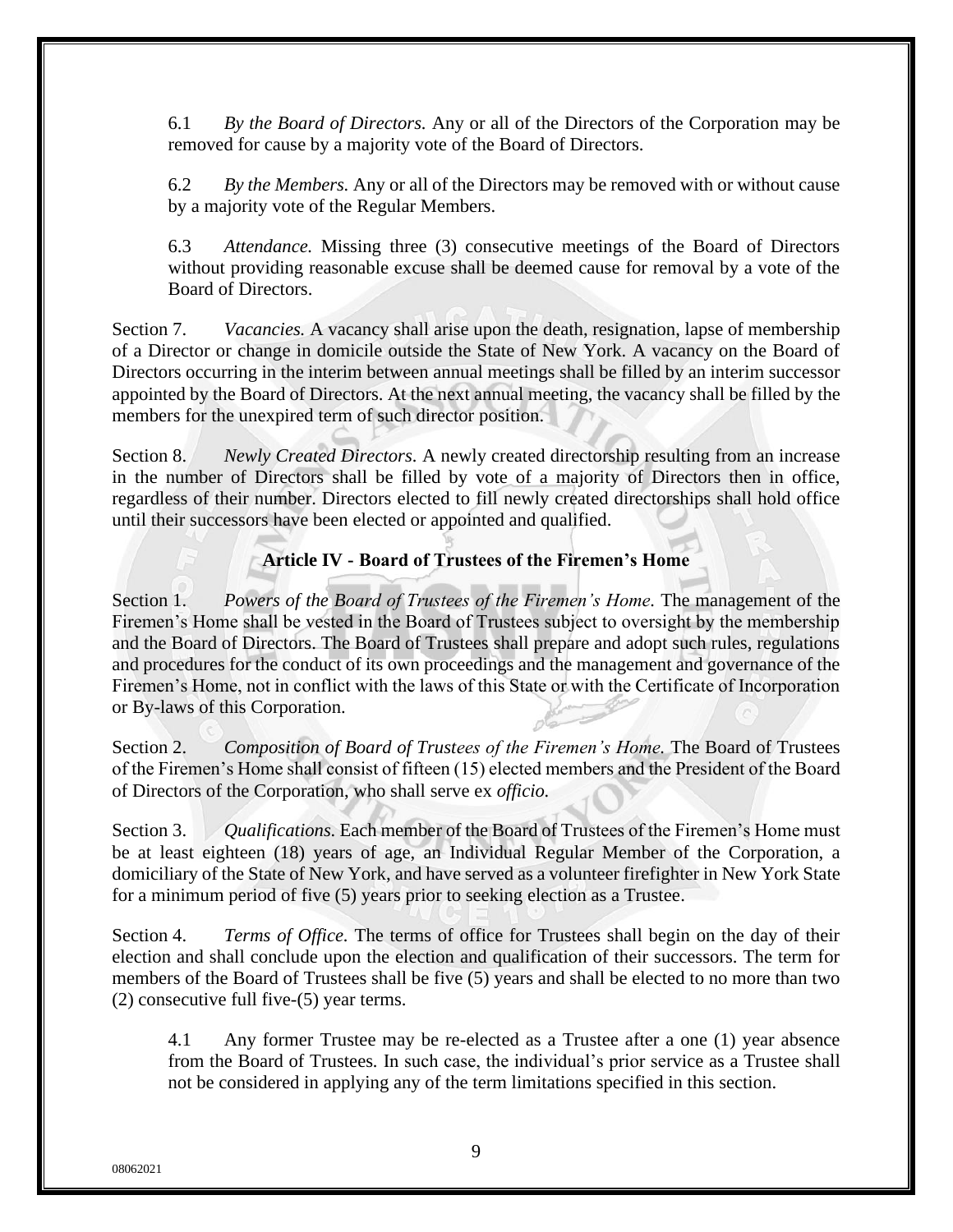6.1 *By the Board of Directors.* Any or all of the Directors of the Corporation may be removed for cause by a majority vote of the Board of Directors.

6.2 *By the Members.* Any or all of the Directors may be removed with or without cause by a majority vote of the Regular Members.

6.3 *Attendance.* Missing three (3) consecutive meetings of the Board of Directors without providing reasonable excuse shall be deemed cause for removal by a vote of the Board of Directors.

Section 7. *Vacancies.* A vacancy shall arise upon the death, resignation, lapse of membership of a Director or change in domicile outside the State of New York. A vacancy on the Board of Directors occurring in the interim between annual meetings shall be filled by an interim successor appointed by the Board of Directors. At the next annual meeting, the vacancy shall be filled by the members for the unexpired term of such director position.

Section 8. *Newly Created Directors.* A newly created directorship resulting from an increase in the number of Directors shall be filled by vote of a majority of Directors then in office, regardless of their number. Directors elected to fill newly created directorships shall hold office until their successors have been elected or appointed and qualified.

## Article IV - Board of Trustees of the Firemen's Home

Section 1. *Powers of the Board of Trustees of the Firemen's Home.* The management of the Firemen's Home shall be vested in the Board of Trustees subject to oversight by the membership and the Board of Directors. The Board of Trustees shall prepare and adopt such rules, regulations and procedures for the conduct of its own proceedings and the management and governance of the Firemen's Home, not in conflict with the laws of this State or with the Certificate of Incorporation or By-laws of this Corporation.

Section 2. *Composition of Board of Trustees of the Firemen's Home.* The Board of Trustees of the Firemen's Home shall consist of fifteen (15) elected members and the President of the Board of Directors of the Corporation, who shall serve ex *officio.*

Section 3. *Qualifications.* Each member of the Board of Trustees of the Firemen's Home must be at least eighteen (18) years of age, an Individual Regular Member of the Corporation, a domiciliary of the State of New York, and have served as a volunteer firefighter in New York State for a minimum period of five (5) years prior to seeking election as a Trustee.

Section 4. *Terms of Office.* The terms of office for Trustees shall begin on the day of their election and shall conclude upon the election and qualification of their successors. The term for members of the Board of Trustees shall be five (5) years and shall be elected to no more than two (2) consecutive full five-(5) year terms.

4.1 Any former Trustee may be re-elected as a Trustee after a one (1) year absence from the Board of Trustees. In such case, the individual's prior service as a Trustee shall not be considered in applying any of the term limitations specified in this section.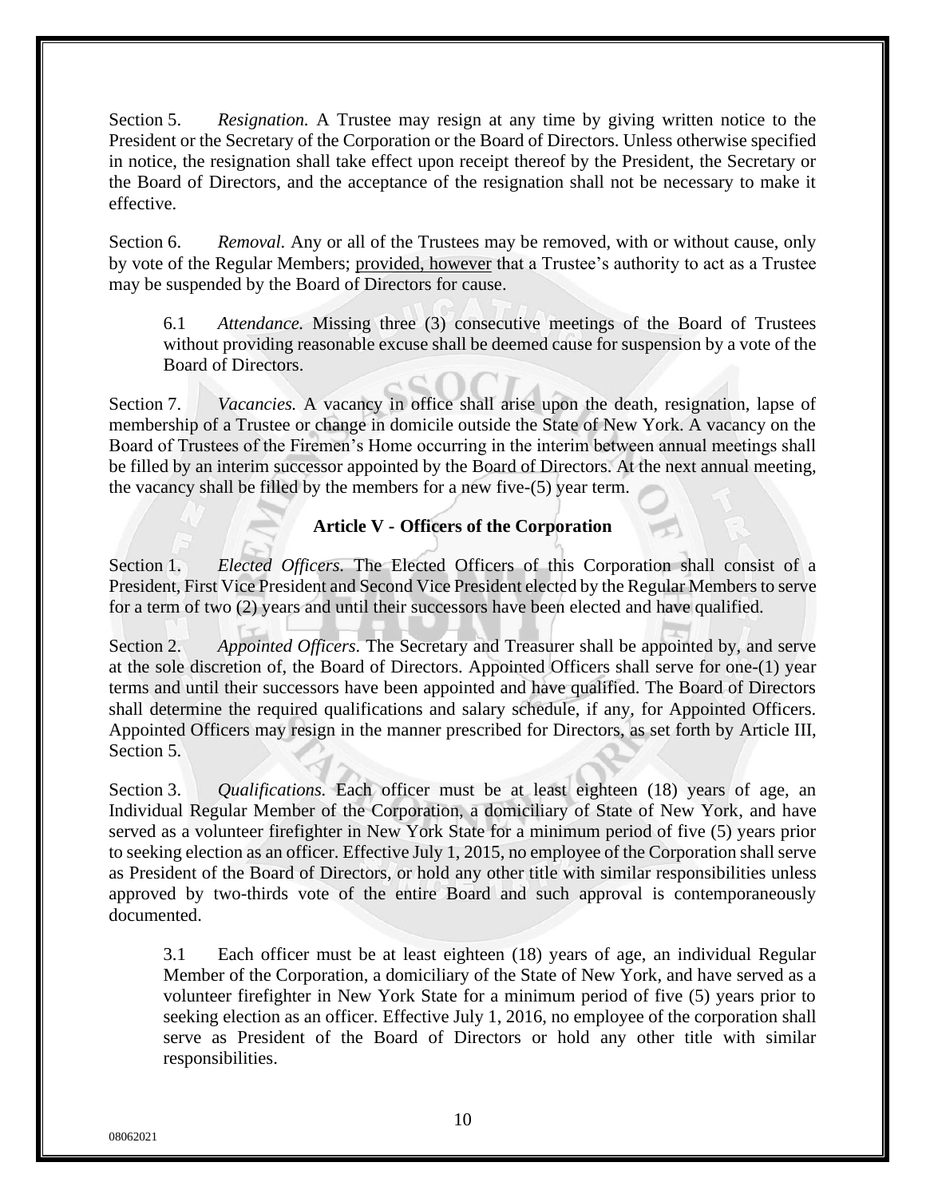Section 5. *Resignation.* A Trustee may resign at any time by giving written notice to the President or the Secretary of the Corporation or the Board of Directors. Unless otherwise specified in notice, the resignation shall take effect upon receipt thereof by the President, the Secretary or the Board of Directors, and the acceptance of the resignation shall not be necessary to make it effective.

Section 6. *Removal.* Any or all of the Trustees may be removed, with or without cause, only by vote of the Regular Members; provided, however that a Trustee's authority to act as a Trustee may be suspended by the Board of Directors for cause.

> 6.1 *Attendance.* Missing three (3) consecutive meetings of the Board of Trustees without providing reasonable excuse shall be deemed cause for suspension by a vote of the Board of Directors.

Section 7. *Vacancies.* A vacancy in office shall arise upon the death, resignation, lapse of membership of a Trustee or change in domicile outside the State of New York. A vacancy on the Board of Trustees of the Firemen's Home occurring in the interim between annual meetings shall be filled by an interim successor appointed by the Board of Directors. At the next annual meeting, the vacancy shall be filled by the members for a new five-(5) year term.

## Article V - Officers of the Corporation

Section 1. *Elected Officers.* The Elected Officers of this Corporation shall consist of a President, First Vice President and Second Vice President elected by the Regular Members to serve for a term of two (2) years and until their successors have been elected and have qualified.

Section 2. *Appointed Officers.* The Secretary and Treasurer shall be appointed by, and serve at the sole discretion of, the Board of Directors. Appointed Officers shall serve for one-(1) year terms and until their successors have been appointed and have qualified. The Board of Directors shall determine the required qualifications and salary schedule, if any, for Appointed Officers. Appointed Officers may resign in the manner prescribed for Directors, as set forth by Article III, Section 5.

Section 3. *Qualifications.* Each officer must be at least eighteen (18) years of age, an Individual Regular Member of the Corporation, a domiciliary of State of New York, and have served as a volunteer firefighter in New York State for a minimum period of five (5) years prior to seeking election as an officer. Effective July 1, 2015, no employee of the Corporation shall serve as President of the Board of Directors, or hold any other title with similar responsibilities unless approved by two-thirds vote of the entire Board and such approval is contemporaneously documented.

> 3.1 Each officer must be at least eighteen (18) years of age, an individual Regular Member of the Corporation, a domiciliary of the State of New York, and have served as a volunteer firefighter in New York State for a minimum period of five (5) years prior to seeking election as an officer. Effective July 1, 2016, no employee of the corporation shall serve as President of the Board of Directors or hold any other title with similar responsibilities.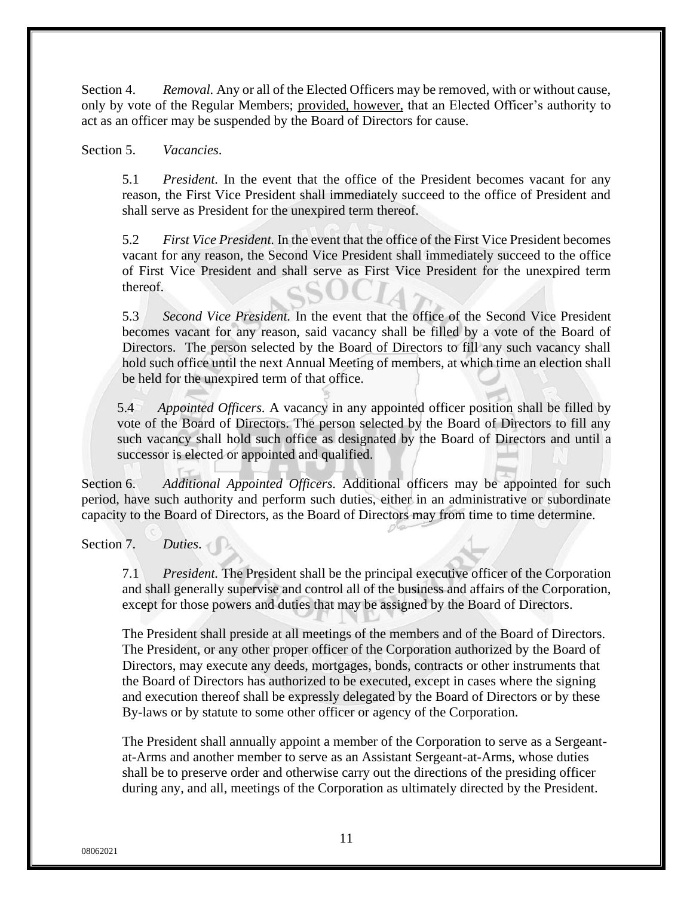Section 4. *Removal.* Any or all of the Elected Officers may be removed, with or without cause, only by vote of the Regular Members; <u>provided, however,</u> that an Elected Officer's authority to act as an officer may be suspended by the Board of Directors for cause.

Section 5. *Vacancies*.

5.1 *President.* In the event that the office of the President becomes vacant for any reason, the First Vice President shall immediately succeed to the office of President and shall serve as President for the unexpired term thereof.

5.2 *First Vice President.* In the event that the office of the First Vice President becomes vacant for any reason, the Second Vice President shall immediately succeed to the office of First Vice President and shall serve as First Vice President for the unexpired term thereof.

5.3 *Second Vice President.* In the event that the office of the Second Vice President becomes vacant for any reason, said vacancy shall be filled by a vote of the Board of Directors. The person selected by the Board of Directors to fill any such vacancy shall hold such office until the next Annual Meeting of members, at which time an election shall be held for the unexpired term of that office.

5.4 *Appointed Officers.* A vacancy in any appointed officer position shall be filled by vote of the Board of Directors. The person selected by the Board of Directors to fill any such vacancy shall hold such office as designated by the Board of Directors and until a successor is elected or appointed and qualified.

Section 6. *Additional Appointed Officers.* Additional officers may be appointed for such period, have such authority and perform such duties, either in an administrative or subordinate capacity to the Board of Directors, as the Board of Directors may from time to time determine.

Section 7. *Duties*.

7.1 *President.* The President shall be the principal executive officer of the Corporation and shall generally supervise and control all of the business and affairs of the Corporation, except for those powers and duties that may be assigned by the Board of Directors.

The President shall preside at all meetings of the members and of the Board of Directors. The President, or any other proper officer of the Corporation authorized by the Board of Directors, may execute any deeds, mortgages, bonds, contracts or other instruments that the Board of Directors has authorized to be executed, except in cases where the signing and execution thereof shall be expressly delegated by the Board of Directors or by these By-laws or by statute to some other officer or agency of the Corporation.

The President shall annually appoint a member of the Corporation to serve as a Sergeant-at-Arms and another member to serve as an Assistant Sergeant-at-Arms, whose duties shall be to preserve order and otherwise carry out the directions of the presiding officer during any, and all, meetings of the Corporation as ultimately directed by the President.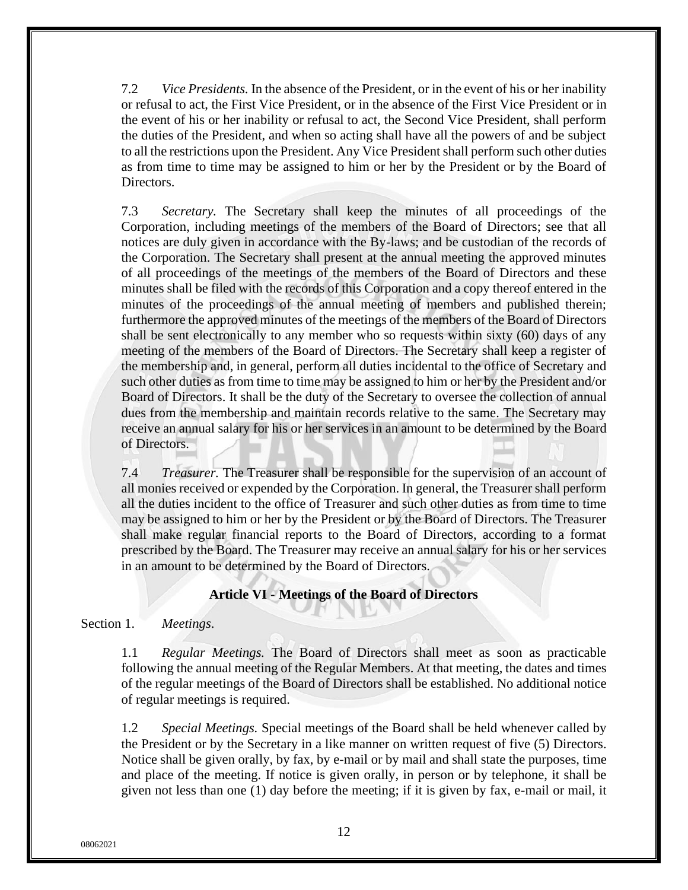7.2 *Vice Presidents.* In the absence of the President, or in the event of his or her inability or refusal to act, the First Vice President, or in the absence of the First Vice President or in the event of his or her inability or refusal to act, the Second Vice President, shall perform the duties of the President, and when so acting shall have all the powers of and be subject to all the restrictions upon the President. Any Vice President shall perform such other duties as from time to time may be assigned to him or her by the President or by the Board of Directors.

7.3 *Secretary.* The Secretary shall keep the minutes of all proceedings of the Corporation, including meetings of the members of the Board of Directors; see that all notices are duly given in accordance with the By-laws; and be custodian of the records of the Corporation. The Secretary shall present at the annual meeting the approved minutes of all proceedings of the meetings of the members of the Board of Directors and these minutes shall be filed with the records of this Corporation and a copy thereof entered in the minutes of the proceedings of the annual meeting of members and published therein; furthermore the approved minutes of the meetings of the members of the Board of Directors shall be sent electronically to any member who so requests within sixty (60) days of any meeting of the members of the Board of Directors. The Secretary shall keep a register of the membership and, in general, perform all duties incidental to the office of Secretary and such other duties as from time to time may be assigned to him or her by the President and/or Board of Directors. It shall be the duty of the Secretary to oversee the collection of annual dues from the membership and maintain records relative to the same. The Secretary may receive an annual salary for his or her services in an amount to be determined by the Board of Directors.

7.4 *Treasurer.* The Treasurer shall be responsible for the supervision of an account of all monies received or expended by the Corporation. In general, the Treasurer shall perform all the duties incident to the office of Treasurer and such other duties as from time to time may be assigned to him or her by the President or by the Board of Directors. The Treasurer shall make regular financial reports to the Board of Directors, according to a format prescribed by the Board. The Treasurer may receive an annual salary for his or her services in an amount to be determined by the Board of Directors.

## Article VI - Meetings of the Board of Directors

Section 1. *Meetings.*

1.1 *Regular Meetings.* The Board of Directors shall meet as soon as practicable following the annual meeting of the Regular Members. At that meeting, the dates and times of the regular meetings of the Board of Directors shall be established. No additional notice of regular meetings is required.

1.2 *Special Meetings.* Special meetings of the Board shall be held whenever called by the President or by the Secretary in a like manner on written request of five (5) Directors. Notice shall be given orally, by fax, by e-mail or by mail and shall state the purposes, time and place of the meeting. If notice is given orally, in person or by telephone, it shall be given not less than one (1) day before the meeting; if it is given by fax, e-mail or mail, it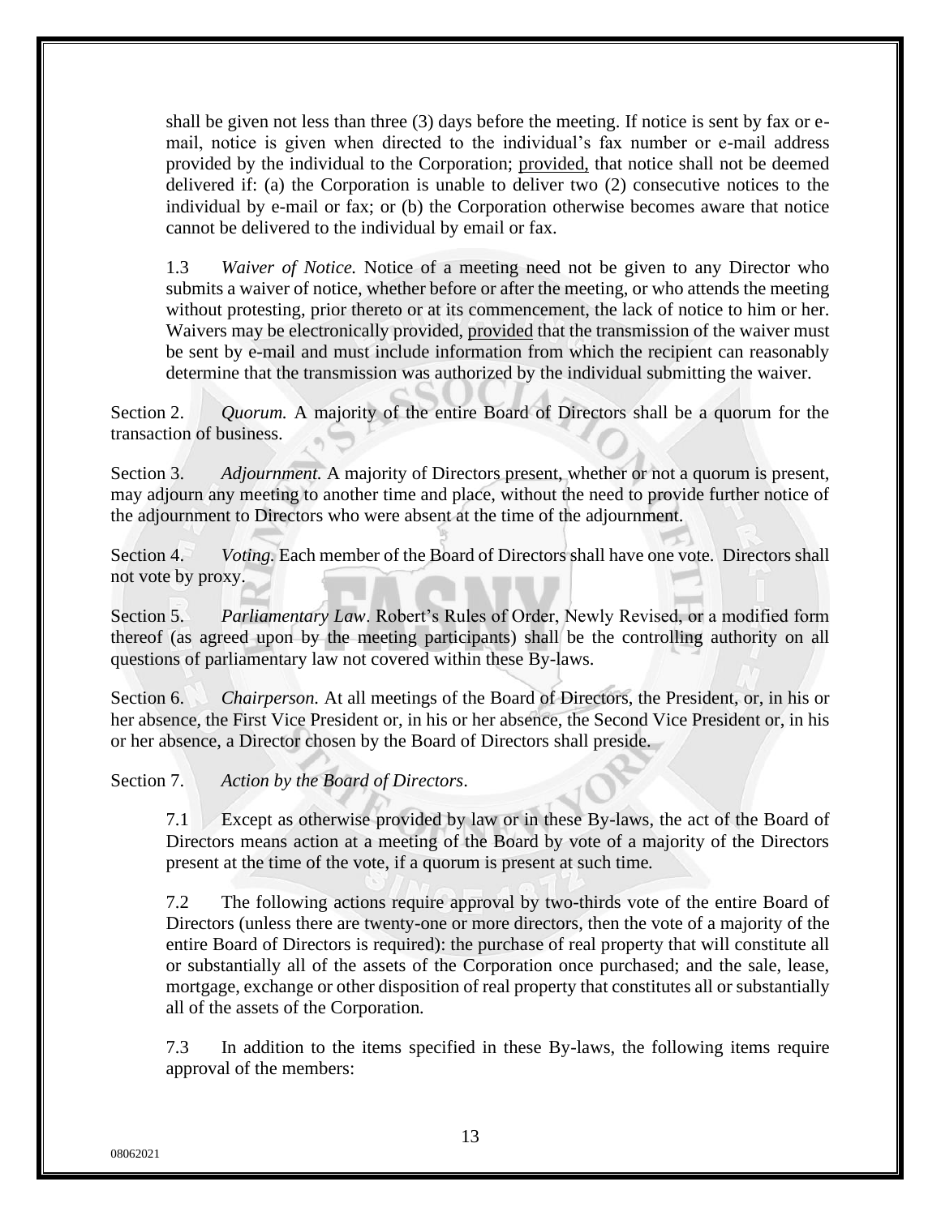shall be given not less than three (3) days before the meeting. If notice is sent by fax or e-mail, notice is given when directed to the individual's fax number or e-mail address provided by the individual to the Corporation; provided, that notice shall not be deemed delivered if: (a) the Corporation is unable to deliver two (2) consecutive notices to the individual by e-mail or fax; or (b) the Corporation otherwise becomes aware that notice cannot be delivered to the individual by email or fax.

1.3 *Waiver of Notice.* Notice of a meeting need not be given to any Director who submits a waiver of notice, whether before or after the meeting, or who attends the meeting without protesting, prior thereto or at its commencement, the lack of notice to him or her. Waivers may be electronically provided, provided that the transmission of the waiver must be sent by e-mail and must include information from which the recipient can reasonably determine that the transmission was authorized by the individual submitting the waiver.

Section 2. *Quorum.* A majority of the entire Board of Directors shall be a quorum for the transaction of business.

Section 3. *Adjournment.* A majority of Directors present, whether or not a quorum is present, may adjourn any meeting to another time and place, without the need to provide further notice of the adjournment to Directors who were absent at the time of the adjournment.

Section 4. *Voting.* Each member of the Board of Directors shall have one vote. Directors shall not vote by proxy.

Section 5. *Parliamentary Law.* Robert's Rules of Order, Newly Revised, or a modified form thereof (as agreed upon by the meeting participants) shall be the controlling authority on all questions of parliamentary law not covered within these By-laws.

Section 6. *Chairperson.* At all meetings of the Board of Directors, the President, or, in his or her absence, the First Vice President or, in his or her absence, the Second Vice President or, in his or her absence, a Director chosen by the Board of Directors shall preside.

Section 7. *Action by the Board of Directors.*

7.1 Except as otherwise provided by law or in these By-laws, the act of the Board of Directors means action at a meeting of the Board by vote of a majority of the Directors present at the time of the vote, if a quorum is present at such time.

7.2 The following actions require approval by two-thirds vote of the entire Board of Directors (unless there are twenty-one or more directors, then the vote of a majority of the entire Board of Directors is required): the purchase of real property that will constitute all or substantially all of the assets of the Corporation once purchased; and the sale, lease, mortgage, exchange or other disposition of real property that constitutes all or substantially all of the assets of the Corporation.

7.3 In addition to the items specified in these By-laws, the following items require approval of the members: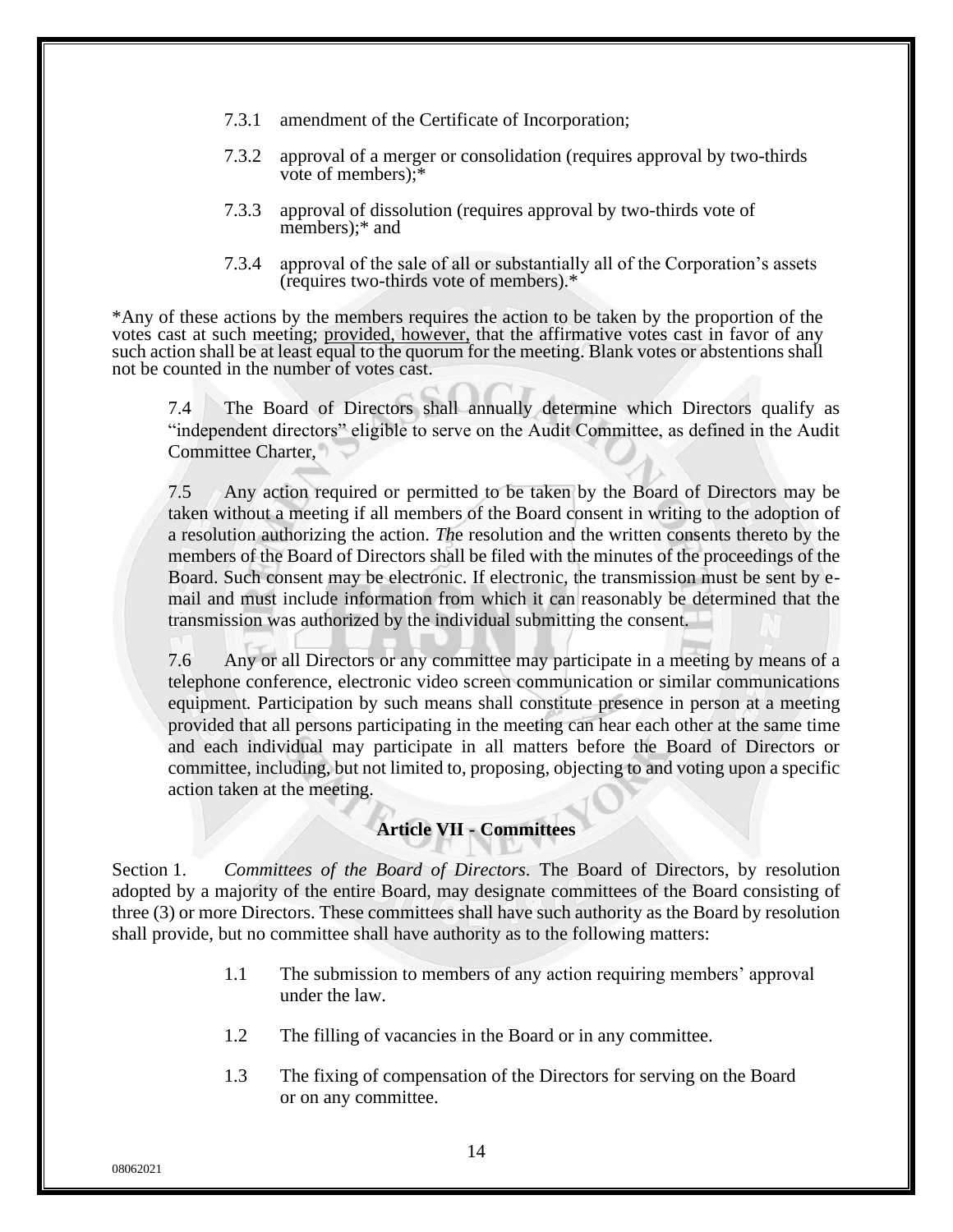7.3.1 amendment of the Certificate of Incorporation;

7.3.2 approval of a merger or consolidation (requires approval by two-thirds vote of members);*

7.3.3 approval of dissolution (requires approval by two-thirds vote of members);* and

7.3.4 approval of the sale of all or substantially all of the Corporation's assets (requires two-thirds vote of members).*

*Any of these actions by the members requires the action to be taken by the proportion of the votes cast at such meeting; <u>provided, however,</u> that the affirmative votes cast in favor of any such action shall be at least equal to the quorum for the meeting. Blank votes or abstentions shall not be counted in the number of votes cast.

7.4 The Board of Directors shall annually determine which Directors qualify as "independent directors" eligible to serve on the Audit Committee, as defined in the Audit Committee Charter,

7.5 Any action required or permitted to be taken by the Board of Directors may be taken without a meeting if all members of the Board consent in writing to the adoption of a resolution authorizing the action. *Th*e resolution and the written consents thereto by the members of the Board of Directors shall be filed with the minutes of the proceedings of the Board. Such consent may be electronic. If electronic, the transmission must be sent by e-mail and must include information from which it can reasonably be determined that the transmission was authorized by the individual submitting the consent.

7.6 Any or all Directors or any committee may participate in a meeting by means of a telephone conference, electronic video screen communication or similar communications equipment. Participation by such means shall constitute presence in person at a meeting provided that all persons participating in the meeting can hear each other at the same time and each individual may participate in all matters before the Board of Directors or committee, including, but not limited to, proposing, objecting to and voting upon a specific action taken at the meeting.

## Article VII - Committees

Section 1. *Committees of the Board of Directors.* The Board of Directors, by resolution adopted by a majority of the entire Board, may designate committees of the Board consisting of three (3) or more Directors. These committees shall have such authority as the Board by resolution shall provide, but no committee shall have authority as to the following matters:

1.1 The submission to members of any action requiring members' approval under the law.

1.2 The filling of vacancies in the Board or in any committee.

1.3 The fixing of compensation of the Directors for serving on the Board or on any committee.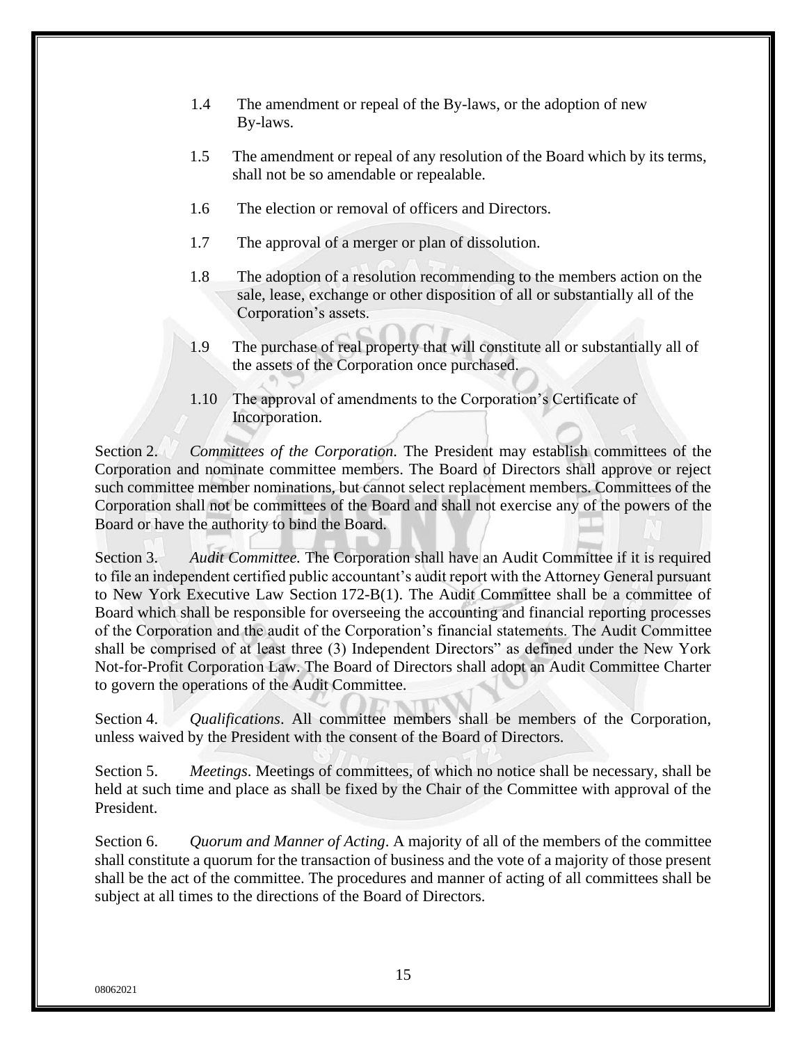1.4 The amendment or repeal of the By-laws, or the adoption of new By-laws.

1.5 The amendment or repeal of any resolution of the Board which by its terms, shall not be so amendable or repealable.

1.6 The election or removal of officers and Directors.

1.7 The approval of a merger or plan of dissolution.

1.8 The adoption of a resolution recommending to the members action on the sale, lease, exchange or other disposition of all or substantially all of the Corporation's assets.

1.9 The purchase of real property that will constitute all or substantially all of the assets of the Corporation once purchased.

1.10 The approval of amendments to the Corporation's Certificate of Incorporation.

Section 2. *Committees of the Corporation*. The President may establish committees of the Corporation and nominate committee members. The Board of Directors shall approve or reject such committee member nominations, but cannot select replacement members. Committees of the Corporation shall not be committees of the Board and shall not exercise any of the powers of the Board or have the authority to bind the Board.

Section 3. *Audit Committee.* The Corporation shall have an Audit Committee if it is required to file an independent certified public accountant's audit report with the Attorney General pursuant to New York Executive Law Section 172-B(1). The Audit Committee shall be a committee of Board which shall be responsible for overseeing the accounting and financial reporting processes of the Corporation and the audit of the Corporation's financial statements. The Audit Committee shall be comprised of at least three (3) Independent Directors" as defined under the New York Not-for-Profit Corporation Law. The Board of Directors shall adopt an Audit Committee Charter to govern the operations of the Audit Committee.

Section 4. *Qualifications*. All committee members shall be members of the Corporation, unless waived by the President with the consent of the Board of Directors.

Section 5. *Meetings*. Meetings of committees, of which no notice shall be necessary, shall be held at such time and place as shall be fixed by the Chair of the Committee with approval of the President.

Section 6. *Quorum and Manner of Acting*. A majority of all of the members of the committee shall constitute a quorum for the transaction of business and the vote of a majority of those present shall be the act of the committee. The procedures and manner of acting of all committees shall be subject at all times to the directions of the Board of Directors.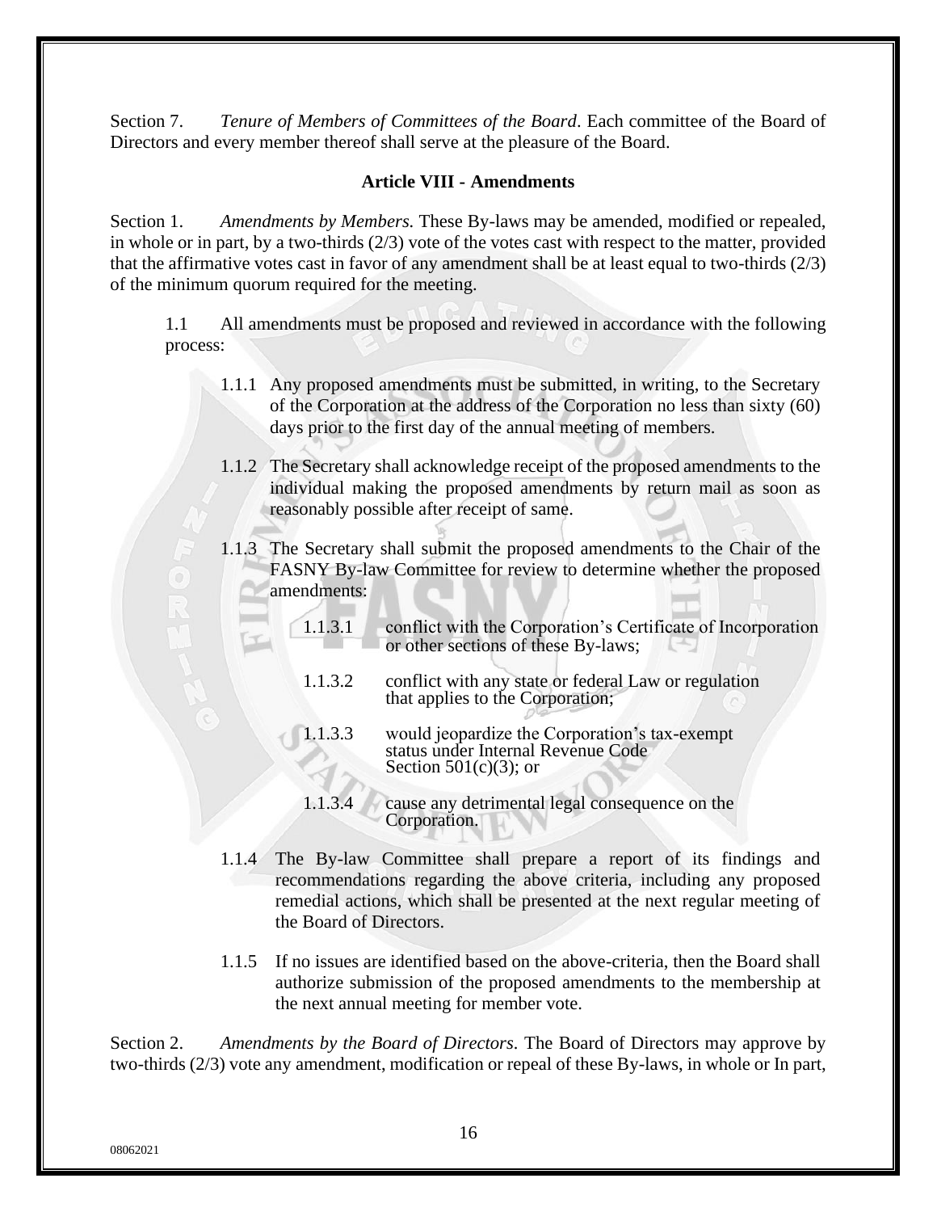Section 7. *Tenure of Members of Committees of the Board*. Each committee of the Board of Directors and every member thereof shall serve at the pleasure of the Board.

## Article VIII - Amendments

Section 1. *Amendments by Members.* These By-laws may be amended, modified or repealed, in whole or in part, by a two-thirds (2/3) vote of the votes cast with respect to the matter, provided that the affirmative votes cast in favor of any amendment shall be at least equal to two-thirds (2/3) of the minimum quorum required for the meeting.

1.1 All amendments must be proposed and reviewed in accordance with the following process:

1.1.1 Any proposed amendments must be submitted, in writing, to the Secretary of the Corporation at the address of the Corporation no less than sixty (60) days prior to the first day of the annual meeting of members.

1.1.2 The Secretary shall acknowledge receipt of the proposed amendments to the individual making the proposed amendments by return mail as soon as reasonably possible after receipt of same.

1.1.3 The Secretary shall submit the proposed amendments to the Chair of the FASNY By-law Committee for review to determine whether the proposed amendments:

1.1.3.1 conflict with the Corporation's Certificate of Incorporation or other sections of these By-laws;

1.1.3.2 conflict with any state or federal Law or regulation that applies to the Corporation;

1.1.3.3 would jeopardize the Corporation's tax-exempt status under Internal Revenue Code Section 501(c)(3); or

1.1.3.4 cause any detrimental legal consequence on the Corporation.

1.1.4 The By-law Committee shall prepare a report of its findings and recommendations regarding the above criteria, including any proposed remedial actions, which shall be presented at the next regular meeting of the Board of Directors.

1.1.5 If no issues are identified based on the above-criteria, then the Board shall authorize submission of the proposed amendments to the membership at the next annual meeting for member vote.

Section 2. *Amendments by the Board of Directors*. The Board of Directors may approve by two-thirds (2/3) vote any amendment, modification or repeal of these By-laws, in whole or In part,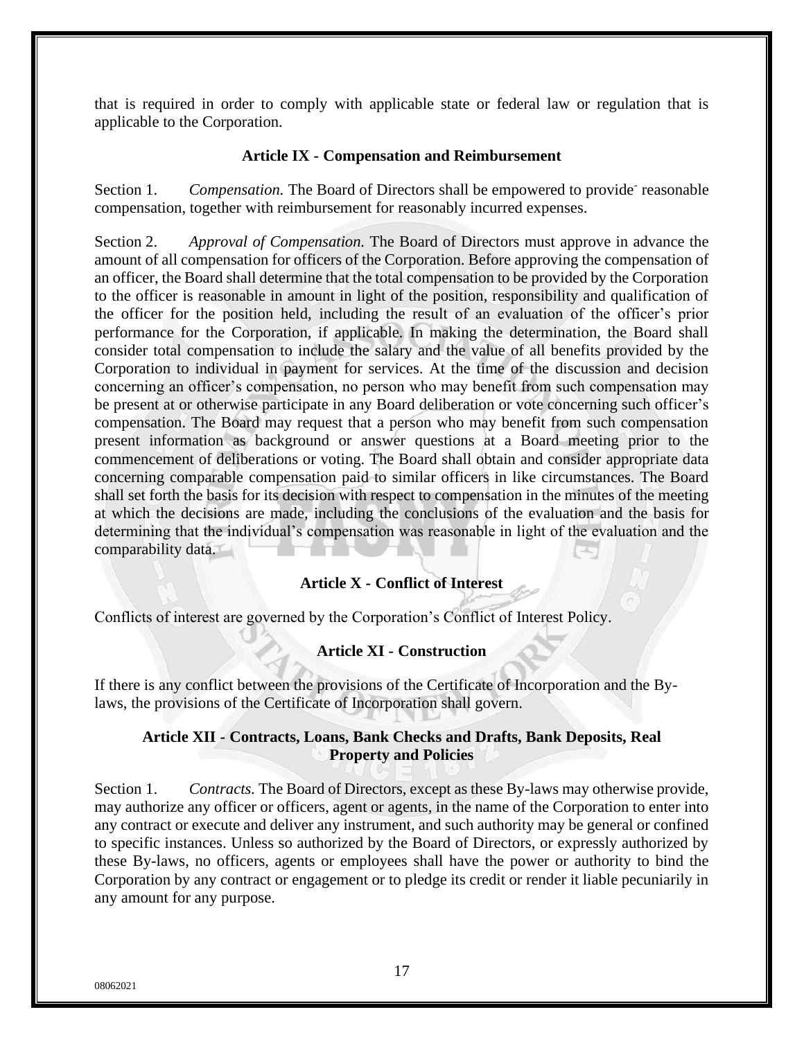that is required in order to comply with applicable state or federal law or regulation that is applicable to the Corporation.

## Article IX - Compensation and Reimbursement

Section 1. *Compensation.* The Board of Directors shall be empowered to provide reasonable compensation, together with reimbursement for reasonably incurred expenses.

Section 2. *Approval of Compensation.* The Board of Directors must approve in advance the amount of all compensation for officers of the Corporation. Before approving the compensation of an officer, the Board shall determine that the total compensation to be provided by the Corporation to the officer is reasonable in amount in light of the position, responsibility and qualification of the officer for the position held, including the result of an evaluation of the officer's prior performance for the Corporation, if applicable. In making the determination, the Board shall consider total compensation to include the salary and the value of all benefits provided by the Corporation to individual in payment for services. At the time of the discussion and decision concerning an officer's compensation, no person who may benefit from such compensation may be present at or otherwise participate in any Board deliberation or vote concerning such officer's compensation. The Board may request that a person who may benefit from such compensation present information as background or answer questions at a Board meeting prior to the commencement of deliberations or voting. The Board shall obtain and consider appropriate data concerning comparable compensation paid to similar officers in like circumstances. The Board shall set forth the basis for its decision with respect to compensation in the minutes of the meeting at which the decisions are made, including the conclusions of the evaluation and the basis for determining that the individual's compensation was reasonable in light of the evaluation and the comparability data.

## Article X - Conflict of Interest

Conflicts of interest are governed by the Corporation's Conflict of Interest Policy.

## Article XI - Construction

If there is any conflict between the provisions of the Certificate of Incorporation and the By-laws, the provisions of the Certificate of Incorporation shall govern.

## Article XII - Contracts, Loans, Bank Checks and Drafts, Bank Deposits, Real Property and Policies

Section 1. *Contracts.* The Board of Directors, except as these By-laws may otherwise provide, may authorize any officer or officers, agent or agents, in the name of the Corporation to enter into any contract or execute and deliver any instrument, and such authority may be general or confined to specific instances. Unless so authorized by the Board of Directors, or expressly authorized by these By-laws, no officers, agents or employees shall have the power or authority to bind the Corporation by any contract or engagement or to pledge its credit or render it liable pecuniarily in any amount for any purpose.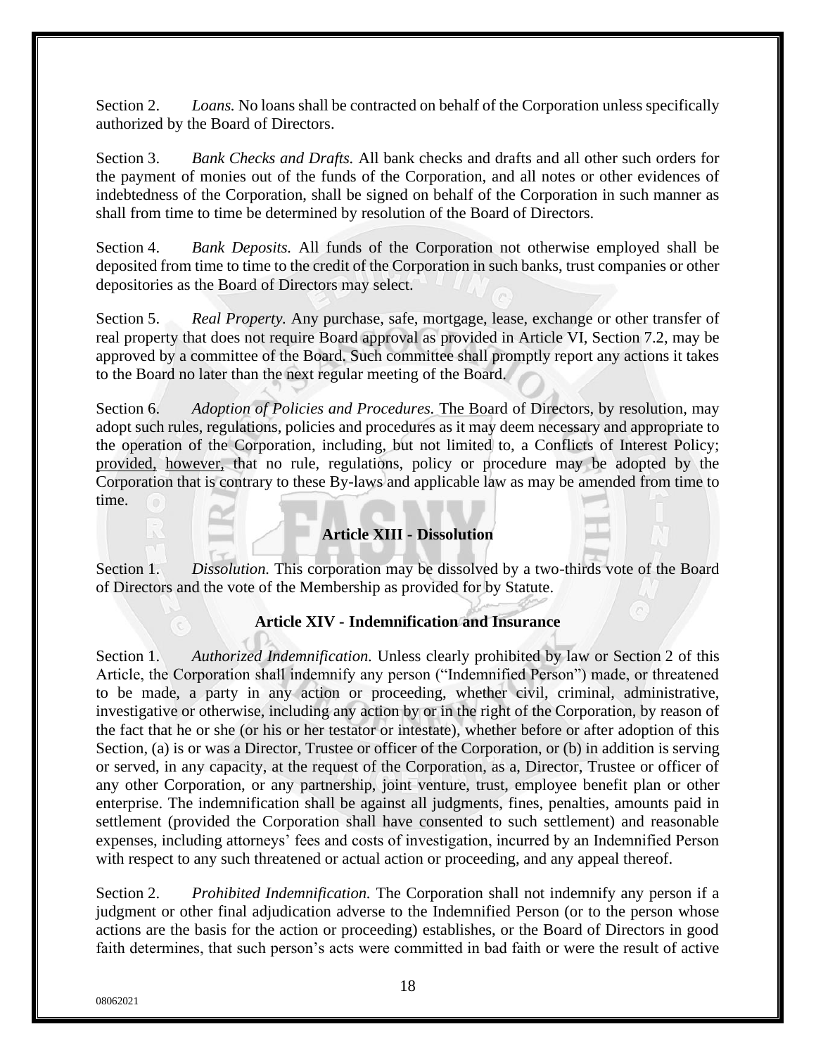Section 2. *Loans.* No loans shall be contracted on behalf of the Corporation unless specifically authorized by the Board of Directors.

Section 3. *Bank Checks and Drafts.* All bank checks and drafts and all other such orders for the payment of monies out of the funds of the Corporation, and all notes or other evidences of indebtedness of the Corporation, shall be signed on behalf of the Corporation in such manner as shall from time to time be determined by resolution of the Board of Directors.

Section 4. *Bank Deposits.* All funds of the Corporation not otherwise employed shall be deposited from time to time to the credit of the Corporation in such banks, trust companies or other depositories as the Board of Directors may select.

Section 5. *Real Property.* Any purchase, safe, mortgage, lease, exchange or other transfer of real property that does not require Board approval as provided in Article VI, Section 7.2, may be approved by a committee of the Board. Such committee shall promptly report any actions it takes to the Board no later than the next regular meeting of the Board.

Section 6. *Adoption of Policies and Procedures.* The Board of Directors, by resolution, may adopt such rules, regulations, policies and procedures as it may deem necessary and appropriate to the operation of the Corporation, including, but not limited to, a Conflicts of Interest Policy; provided, however, that no rule, regulations, policy or procedure may be adopted by the Corporation that is contrary to these By-laws and applicable law as may be amended from time to time.

## Article XIII - Dissolution

Section 1. *Dissolution.* This corporation may be dissolved by a two-thirds vote of the Board of Directors and the vote of the Membership as provided for by Statute.

## Article XIV - Indemnification and Insurance

Section 1. *Authorized Indemnification.* Unless clearly prohibited by law or Section 2 of this Article, the Corporation shall indemnify any person ("Indemnified Person") made, or threatened to be made, a party in any action or proceeding, whether civil, criminal, administrative, investigative or otherwise, including any action by or in the right of the Corporation, by reason of the fact that he or she (or his or her testator or intestate), whether before or after adoption of this Section, (a) is or was a Director, Trustee or officer of the Corporation, or (b) in addition is serving or served, in any capacity, at the request of the Corporation, as a, Director, Trustee or officer of any other Corporation, or any partnership, joint venture, trust, employee benefit plan or other enterprise. The indemnification shall be against all judgments, fines, penalties, amounts paid in settlement (provided the Corporation shall have consented to such settlement) and reasonable expenses, including attorneys' fees and costs of investigation, incurred by an Indemnified Person with respect to any such threatened or actual action or proceeding, and any appeal thereof.

Section 2. *Prohibited Indemnification.* The Corporation shall not indemnify any person if a judgment or other final adjudication adverse to the Indemnified Person (or to the person whose actions are the basis for the action or proceeding) establishes, or the Board of Directors in good faith determines, that such person's acts were committed in bad faith or were the result of active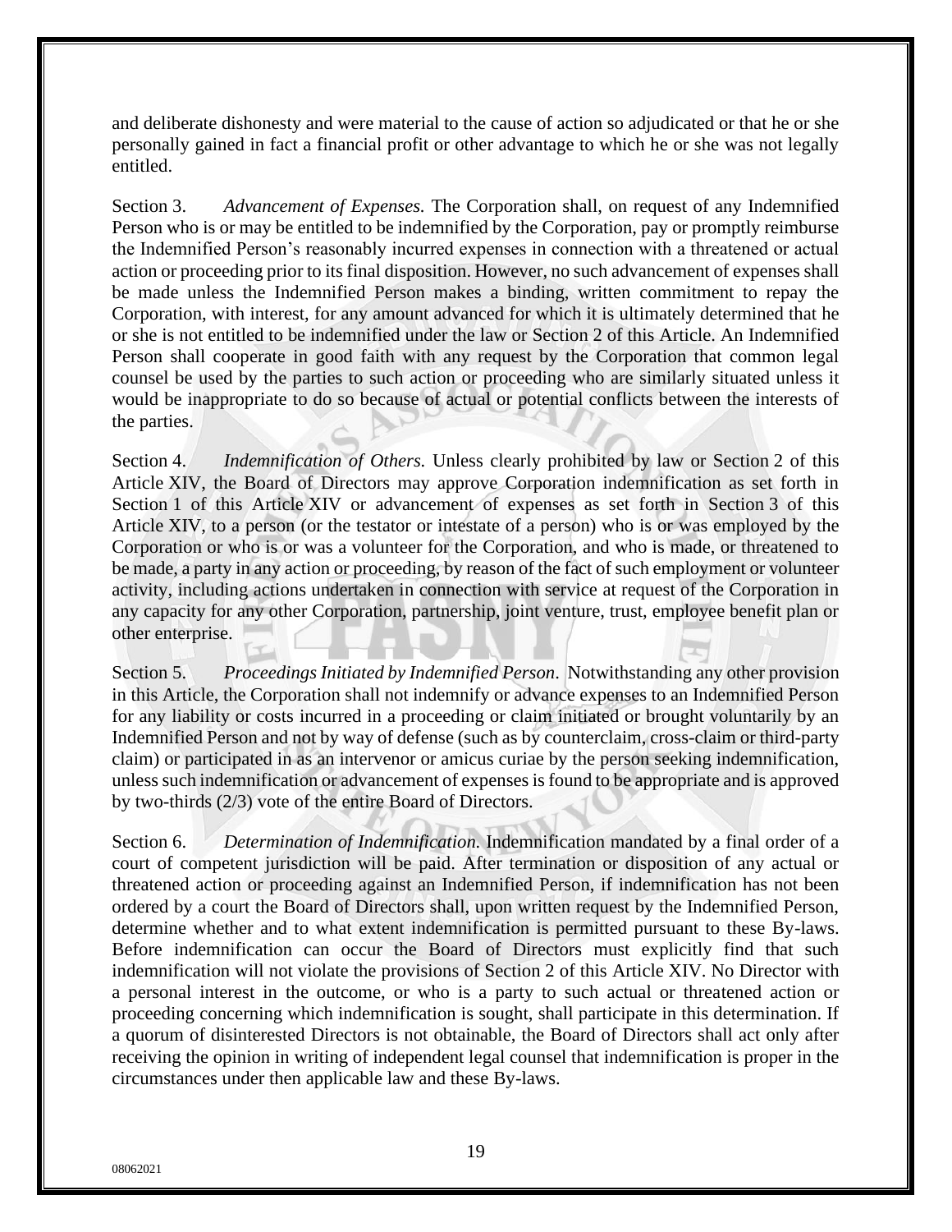and deliberate dishonesty and were material to the cause of action so adjudicated or that he or she personally gained in fact a financial profit or other advantage to which he or she was not legally entitled.

Section 3. *Advancement of Expenses.* The Corporation shall, on request of any Indemnified Person who is or may be entitled to be indemnified by the Corporation, pay or promptly reimburse the Indemnified Person's reasonably incurred expenses in connection with a threatened or actual action or proceeding prior to its final disposition. However, no such advancement of expenses shall be made unless the Indemnified Person makes a binding, written commitment to repay the Corporation, with interest, for any amount advanced for which it is ultimately determined that he or she is not entitled to be indemnified under the law or Section 2 of this Article. An Indemnified Person shall cooperate in good faith with any request by the Corporation that common legal counsel be used by the parties to such action or proceeding who are similarly situated unless it would be inappropriate to do so because of actual or potential conflicts between the interests of the parties.

Section 4. *Indemnification of Others.* Unless clearly prohibited by law or Section 2 of this Article XIV, the Board of Directors may approve Corporation indemnification as set forth in Section 1 of this Article XIV or advancement of expenses as set forth in Section 3 of this Article XIV, to a person (or the testator or intestate of a person) who is or was employed by the Corporation or who is or was a volunteer for the Corporation, and who is made, or threatened to be made, a party in any action or proceeding, by reason of the fact of such employment or volunteer activity, including actions undertaken in connection with service at request of the Corporation in any capacity for any other Corporation, partnership, joint venture, trust, employee benefit plan or other enterprise.

Section 5. *Proceedings Initiated by Indemnified Person*. Notwithstanding any other provision in this Article, the Corporation shall not indemnify or advance expenses to an Indemnified Person for any liability or costs incurred in a proceeding or claim initiated or brought voluntarily by an Indemnified Person and not by way of defense (such as by counterclaim, cross-claim or third-party claim) or participated in as an intervenor or amicus curiae by the person seeking indemnification, unless such indemnification or advancement of expenses is found to be appropriate and is approved by two-thirds (2/3) vote of the entire Board of Directors.

Section 6. *Determination of Indemnification.* Indemnification mandated by a final order of a court of competent jurisdiction will be paid. After termination or disposition of any actual or threatened action or proceeding against an Indemnified Person, if indemnification has not been ordered by a court the Board of Directors shall, upon written request by the Indemnified Person, determine whether and to what extent indemnification is permitted pursuant to these By-laws. Before indemnification can occur the Board of Directors must explicitly find that such indemnification will not violate the provisions of Section 2 of this Article XIV. No Director with a personal interest in the outcome, or who is a party to such actual or threatened action or proceeding concerning which indemnification is sought, shall participate in this determination. If a quorum of disinterested Directors is not obtainable, the Board of Directors shall act only after receiving the opinion in writing of independent legal counsel that indemnification is proper in the circumstances under then applicable law and these By-laws.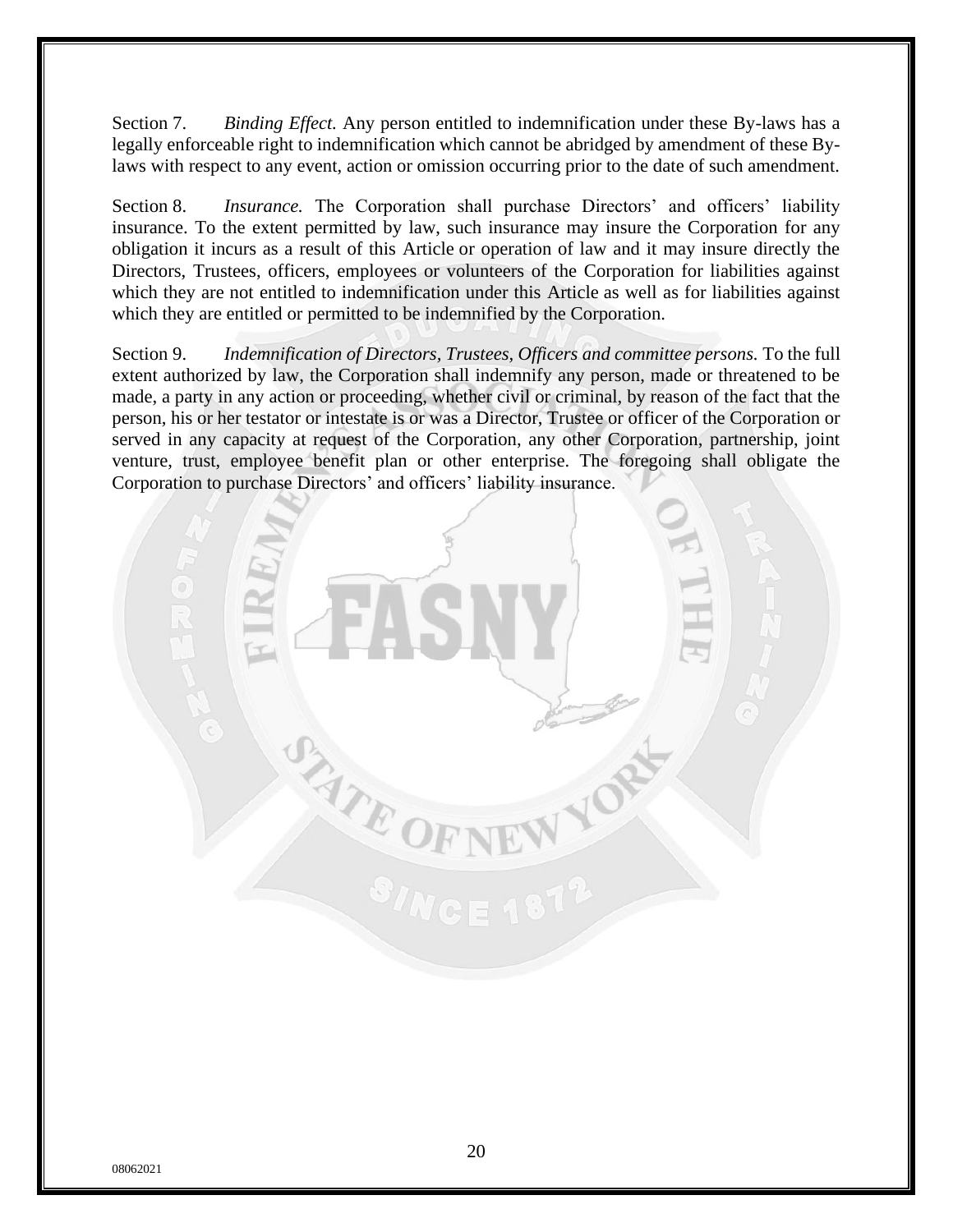Section 7. *Binding Effect.* Any person entitled to indemnification under these By-laws has a legally enforceable right to indemnification which cannot be abridged by amendment of these By-laws with respect to any event, action or omission occurring prior to the date of such amendment.

Section 8. *Insurance.* The Corporation shall purchase Directors' and officers' liability insurance. To the extent permitted by law, such insurance may insure the Corporation for any obligation it incurs as a result of this Article or operation of law and it may insure directly the Directors, Trustees, officers, employees or volunteers of the Corporation for liabilities against which they are not entitled to indemnification under this Article as well as for liabilities against which they are entitled or permitted to be indemnified by the Corporation.

Section 9. *Indemnification of Directors, Trustees, Officers and committee persons.* To the full extent authorized by law, the Corporation shall indemnify any person, made or threatened to be made, a party in any action or proceeding, whether civil or criminal, by reason of the fact that the person, his or her testator or intestate is or was a Director, Trustee or officer of the Corporation or served in any capacity at request of the Corporation, any other Corporation, partnership, joint venture, trust, employee benefit plan or other enterprise. The foregoing shall obligate the Corporation to purchase Directors' and officers' liability insurance.

08062021